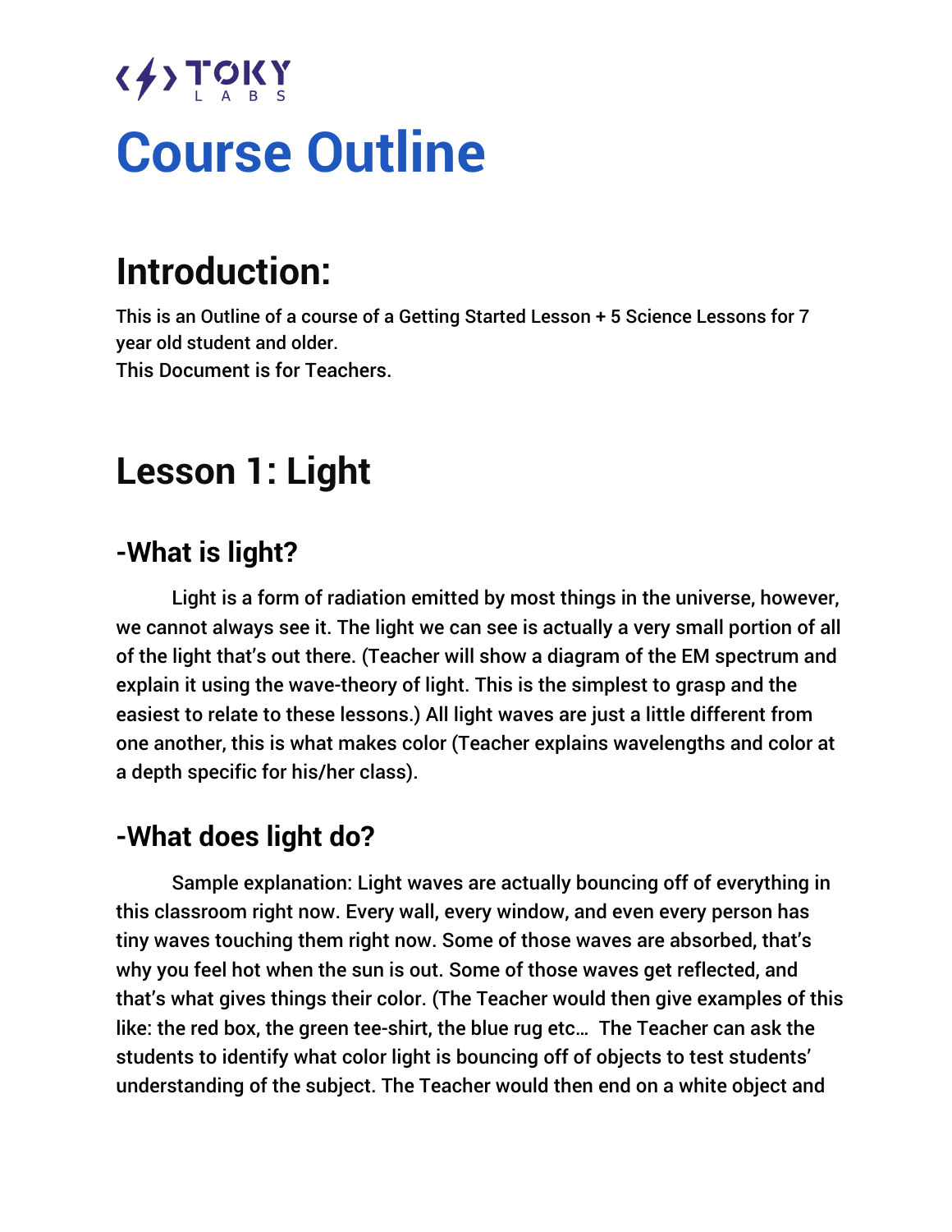TOKY LABS

# Course Outline

## Introduction:

This is an Outline of a course of a Getting Started Lesson + 5 Science Lessons for 7 year old student and older.
This Document is for Teachers.

## Lesson 1: Light

### -What is light?

Light is a form of radiation emitted by most things in the universe, however, we cannot always see it. The light we can see is actually a very small portion of all of the light that's out there. (Teacher will show a diagram of the EM spectrum and explain it using the wave-theory of light. This is the simplest to grasp and the easiest to relate to these lessons.) All light waves are just a little different from one another, this is what makes color (Teacher explains wavelengths and color at a depth specific for his/her class).

### -What does light do?

Sample explanation: Light waves are actually bouncing off of everything in this classroom right now. Every wall, every window, and even every person has tiny waves touching them right now. Some of those waves are absorbed, that's why you feel hot when the sun is out. Some of those waves get reflected, and that's what gives things their color. (The Teacher would then give examples of this like: the red box, the green tee-shirt, the blue rug etc… The Teacher can ask the students to identify what color light is bouncing off of objects to test students' understanding of the subject. The Teacher would then end on a white object and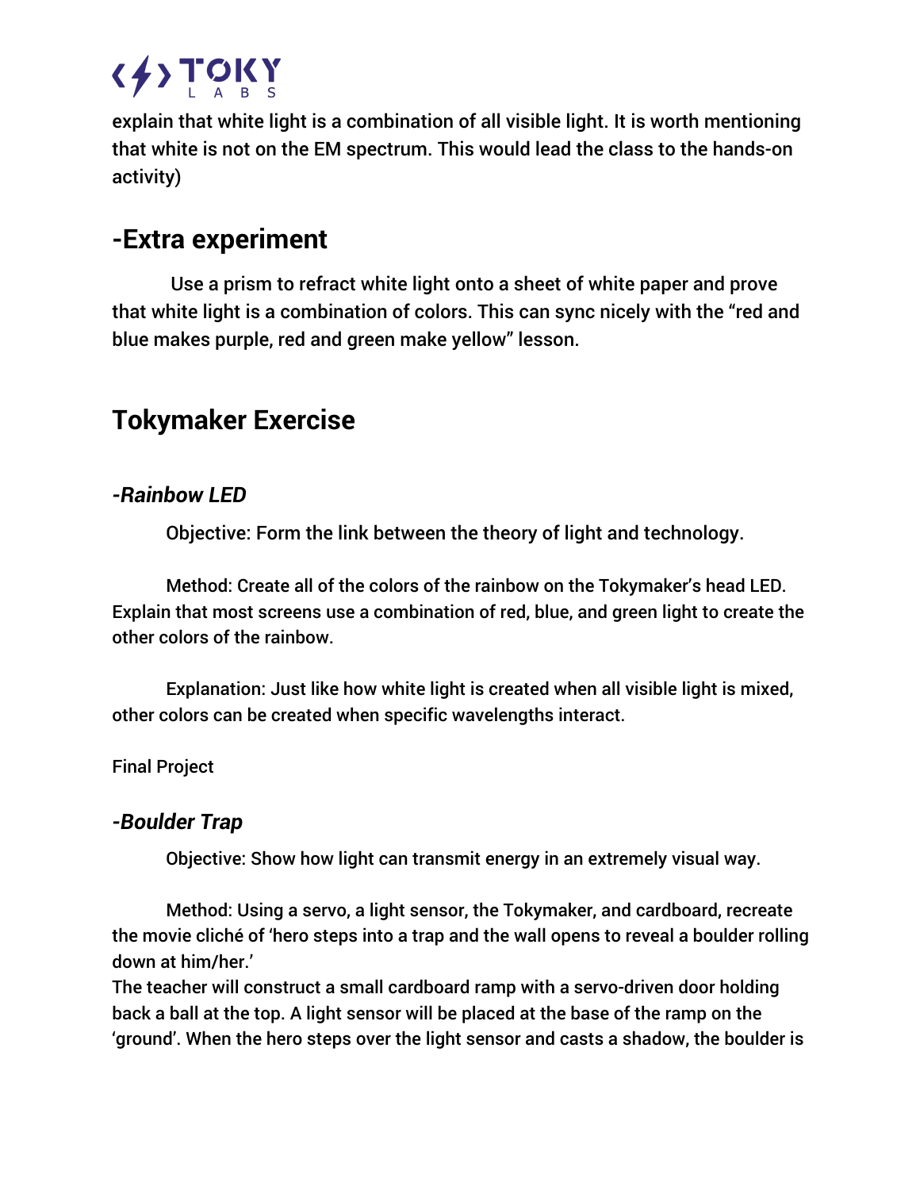explain that white light is a combination of all visible light. It is worth mentioning that white is not on the EM spectrum. This would lead the class to the hands-on activity)

## -Extra experiment

Use a prism to refract white light onto a sheet of white paper and prove that white light is a combination of colors. This can sync nicely with the “red and blue makes purple, red and green make yellow” lesson.

## Tokymaker Exercise

### *-Rainbow LED*

Objective: Form the link between the theory of light and technology.

Method: Create all of the colors of the rainbow on the Tokymaker’s head LED. Explain that most screens use a combination of red, blue, and green light to create the other colors of the rainbow.

Explanation: Just like how white light is created when all visible light is mixed, other colors can be created when specific wavelengths interact.

Final Project

### *-Boulder Trap*

Objective: Show how light can transmit energy in an extremely visual way.

Method: Using a servo, a light sensor, the Tokymaker, and cardboard, recreate the movie cliché of ‘hero steps into a trap and the wall opens to reveal a boulder rolling down at him/her.’
The teacher will construct a small cardboard ramp with a servo-driven door holding back a ball at the top. A light sensor will be placed at the base of the ramp on the ‘ground’. When the hero steps over the light sensor and casts a shadow, the boulder is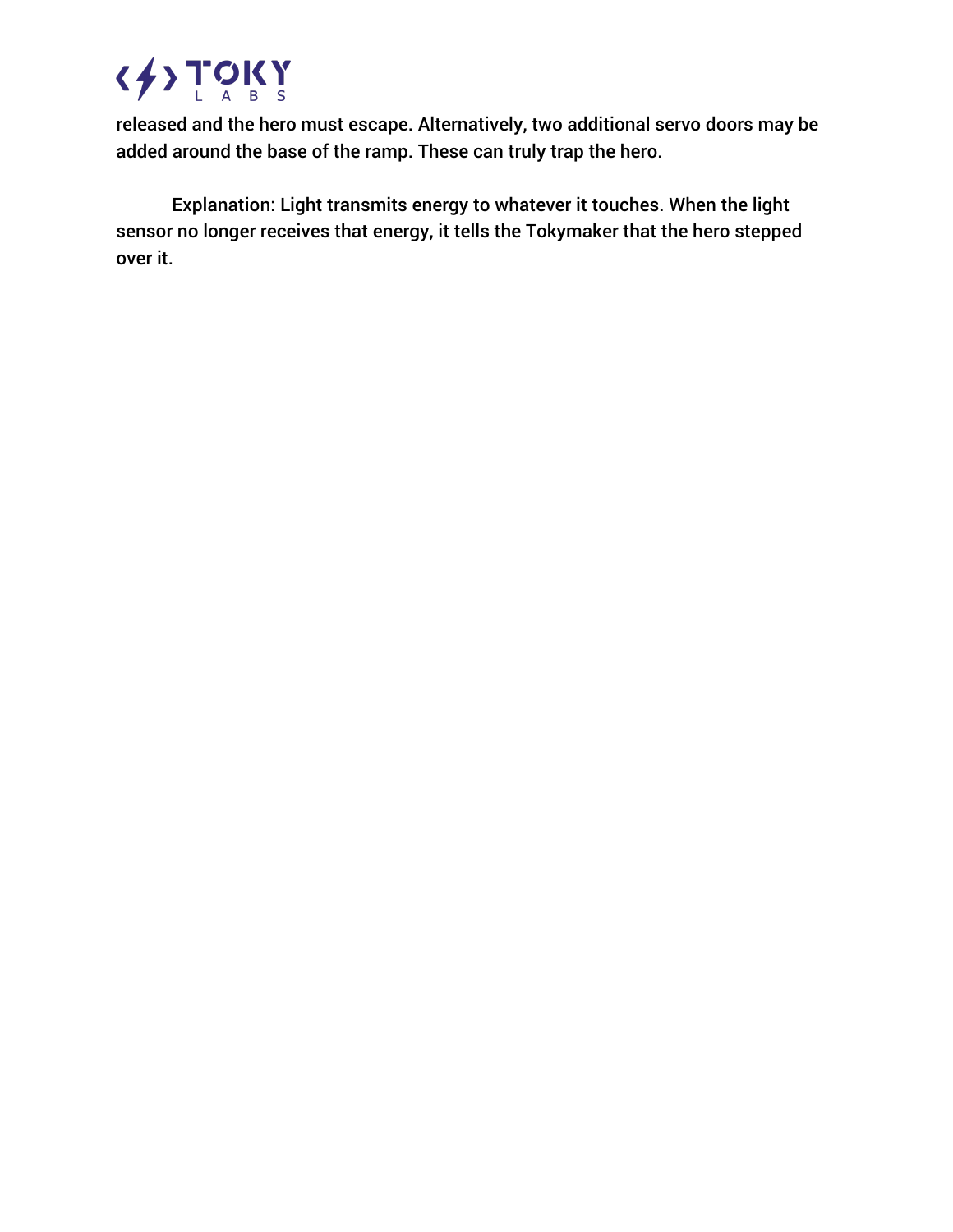released and the hero must escape. Alternatively, two additional servo doors may be added around the base of the ramp. These can truly trap the hero.

Explanation: Light transmits energy to whatever it touches. When the light sensor no longer receives that energy, it tells the Tokymaker that the hero stepped over it.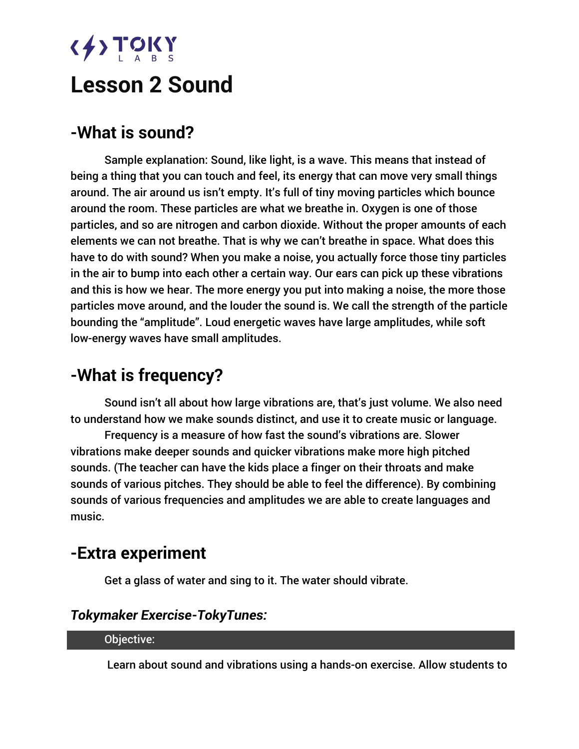# Lesson 2 Sound

## -What is sound?

Sample explanation: Sound, like light, is a wave. This means that instead of being a thing that you can touch and feel, its energy that can move very small things around. The air around us isn't empty. It's full of tiny moving particles which bounce around the room. These particles are what we breathe in. Oxygen is one of those particles, and so are nitrogen and carbon dioxide. Without the proper amounts of each elements we can not breathe. That is why we can't breathe in space. What does this have to do with sound? When you make a noise, you actually force those tiny particles in the air to bump into each other a certain way. Our ears can pick up these vibrations and this is how we hear. The more energy you put into making a noise, the more those particles move around, and the louder the sound is. We call the strength of the particle bounding the "amplitude". Loud energetic waves have large amplitudes, while soft low-energy waves have small amplitudes.

## -What is frequency?

Sound isn't all about how large vibrations are, that's just volume. We also need to understand how we make sounds distinct, and use it to create music or language.

Frequency is a measure of how fast the sound's vibrations are. Slower vibrations make deeper sounds and quicker vibrations make more high pitched sounds. (The teacher can have the kids place a finger on their throats and make sounds of various pitches. They should be able to feel the difference). By combining sounds of various frequencies and amplitudes we are able to create languages and music.

## -Extra experiment

Get a glass of water and sing to it. The water should vibrate.

### *Tokymaker Exercise-TokyTunes:*

**Objective:**

Learn about sound and vibrations using a hands-on exercise. Allow students to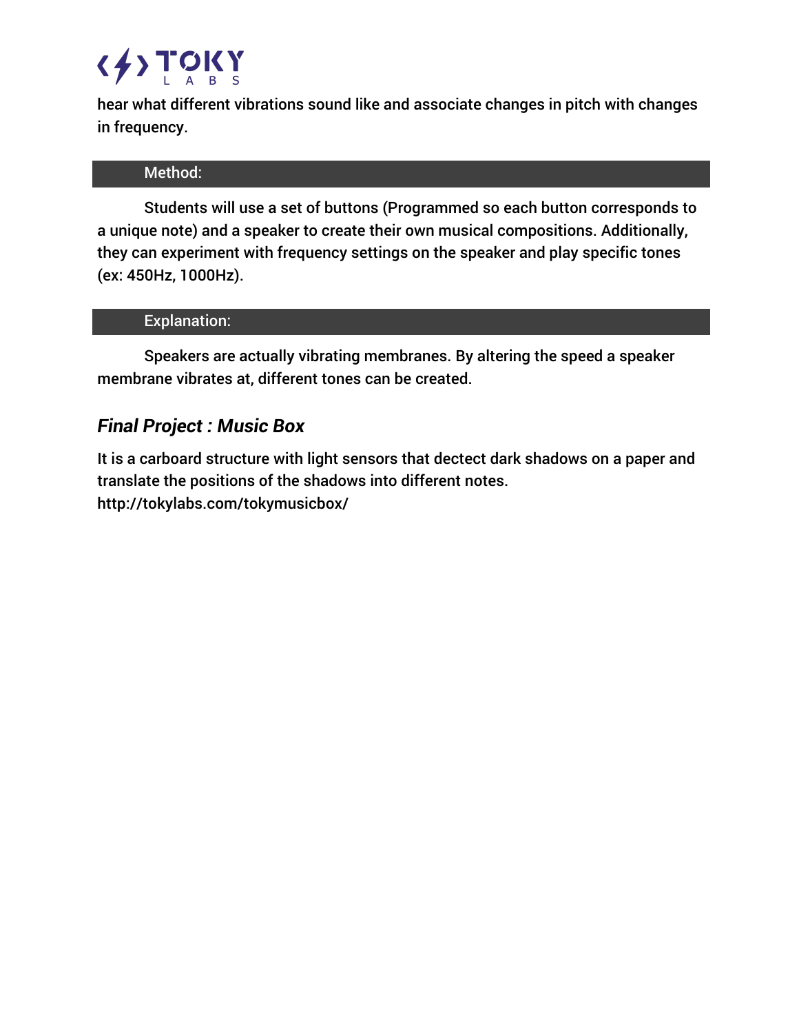hear what different vibrations sound like and associate changes in pitch with changes in frequency.

### Method:

Students will use a set of buttons (Programmed so each button corresponds to a unique note) and a speaker to create their own musical compositions. Additionally, they can experiment with frequency settings on the speaker and play specific tones (ex: 450Hz, 1000Hz).

### Explanation:

Speakers are actually vibrating membranes. By altering the speed a speaker membrane vibrates at, different tones can be created.

## *Final Project : Music Box*

It is a carboard structure with light sensors that dectect dark shadows on a paper and translate the positions of the shadows into different notes.
http://tokylabs.com/tokymusicbox/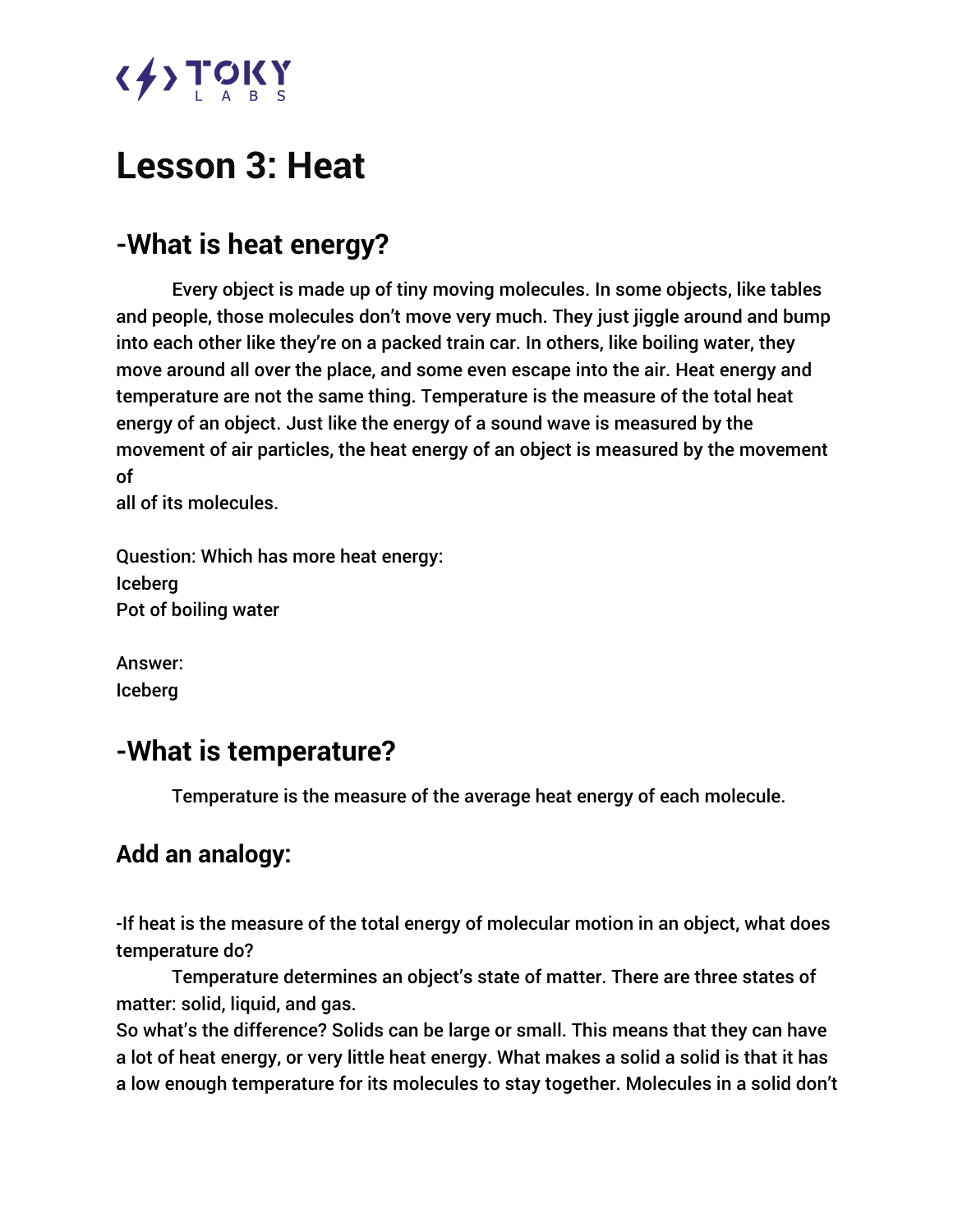# Lesson 3: Heat

## -What is heat energy?

Every object is made up of tiny moving molecules. In some objects, like tables and people, those molecules don't move very much. They just jiggle around and bump into each other like they're on a packed train car. In others, like boiling water, they move around all over the place, and some even escape into the air. Heat energy and temperature are not the same thing. Temperature is the measure of the total heat energy of an object. Just like the energy of a sound wave is measured by the movement of air particles, the heat energy of an object is measured by the movement of all of its molecules.

Question: Which has more heat energy:
Iceberg
Pot of boiling water

Answer:
Iceberg

## -What is temperature?

Temperature is the measure of the average heat energy of each molecule.

## Add an analogy:

-If heat is the measure of the total energy of molecular motion in an object, what does temperature do?

Temperature determines an object's state of matter. There are three states of matter: solid, liquid, and gas.
So what's the difference? Solids can be large or small. This means that they can have a lot of heat energy, or very little heat energy. What makes a solid a solid is that it has a low enough temperature for its molecules to stay together. Molecules in a solid don't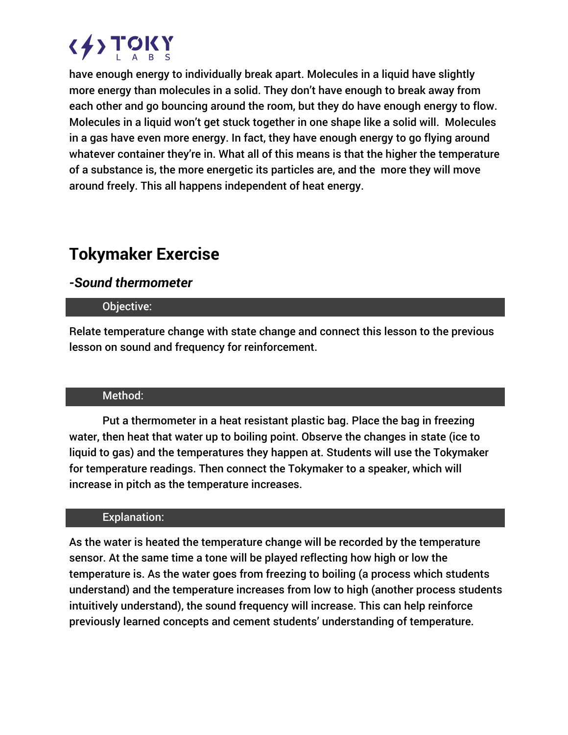have enough energy to individually break apart. Molecules in a liquid have slightly more energy than molecules in a solid. They don't have enough to break away from each other and go bouncing around the room, but they do have enough energy to flow. Molecules in a liquid won't get stuck together in one shape like a solid will. Molecules in a gas have even more energy. In fact, they have enough energy to go flying around whatever container they're in. What all of this means is that the higher the temperature of a substance is, the more energetic its particles are, and the more they will move around freely. This all happens independent of heat energy.

## Tokymaker Exercise

### *-Sound thermometer*

**Objective:**

Relate temperature change with state change and connect this lesson to the previous lesson on sound and frequency for reinforcement.

**Method:**

Put a thermometer in a heat resistant plastic bag. Place the bag in freezing water, then heat that water up to boiling point. Observe the changes in state (ice to liquid to gas) and the temperatures they happen at. Students will use the Tokymaker for temperature readings. Then connect the Tokymaker to a speaker, which will increase in pitch as the temperature increases.

**Explanation:**

As the water is heated the temperature change will be recorded by the temperature sensor. At the same time a tone will be played reflecting how high or low the temperature is. As the water goes from freezing to boiling (a process which students understand) and the temperature increases from low to high (another process students intuitively understand), the sound frequency will increase. This can help reinforce previously learned concepts and cement students' understanding of temperature.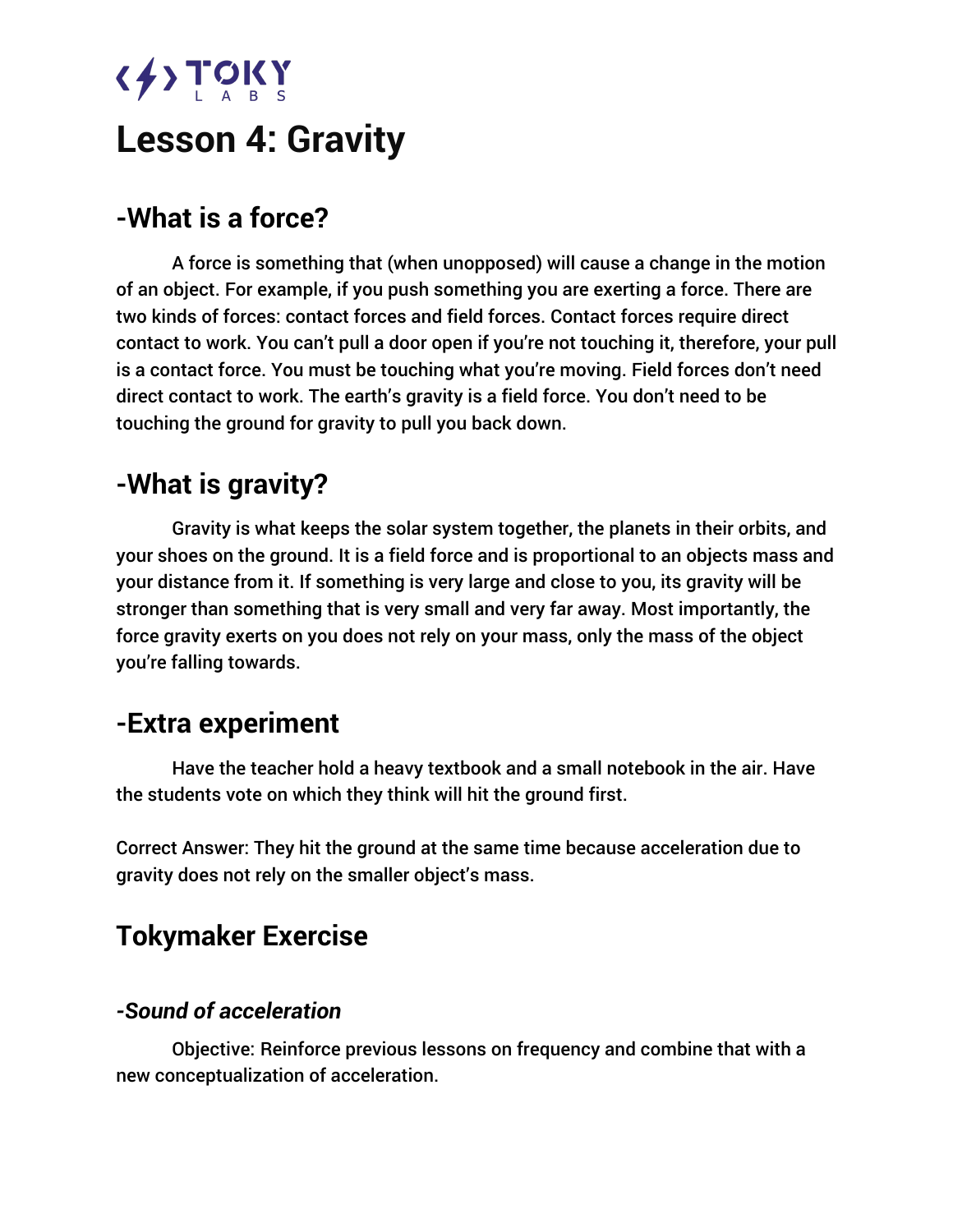# Lesson 4: Gravity

## -What is a force?

A force is something that (when unopposed) will cause a change in the motion of an object. For example, if you push something you are exerting a force. There are two kinds of forces: contact forces and field forces. Contact forces require direct contact to work. You can't pull a door open if you're not touching it, therefore, your pull is a contact force. You must be touching what you're moving. Field forces don't need direct contact to work. The earth's gravity is a field force. You don't need to be touching the ground for gravity to pull you back down.

## -What is gravity?

Gravity is what keeps the solar system together, the planets in their orbits, and your shoes on the ground. It is a field force and is proportional to an objects mass and your distance from it. If something is very large and close to you, its gravity will be stronger than something that is very small and very far away. Most importantly, the force gravity exerts on you does not rely on your mass, only the mass of the object you're falling towards.

## -Extra experiment

Have the teacher hold a heavy textbook and a small notebook in the air. Have the students vote on which they think will hit the ground first.

Correct Answer: They hit the ground at the same time because acceleration due to gravity does not rely on the smaller object's mass.

## Tokymaker Exercise

### *-Sound of acceleration*

Objective: Reinforce previous lessons on frequency and combine that with a new conceptualization of acceleration.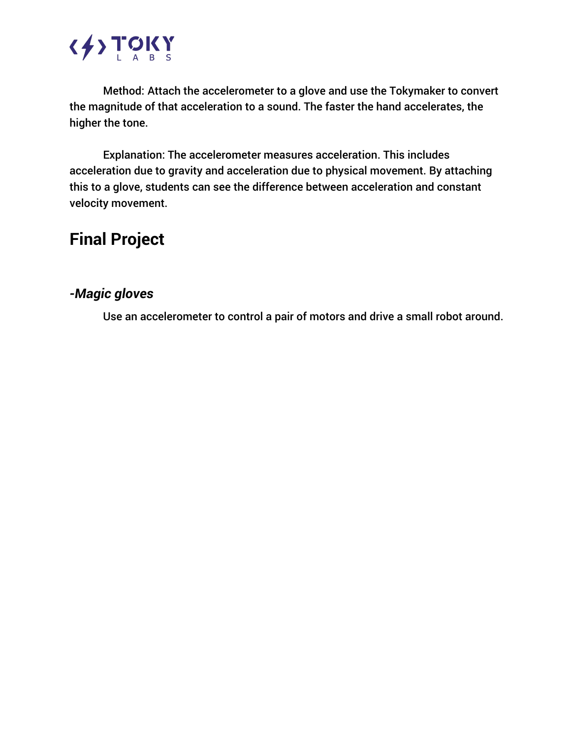Method: Attach the accelerometer to a glove and use the Tokymaker to convert the magnitude of that acceleration to a sound. The faster the hand accelerates, the higher the tone.

Explanation: The accelerometer measures acceleration. This includes acceleration due to gravity and acceleration due to physical movement. By attaching this to a glove, students can see the difference between acceleration and constant velocity movement.

## Final Project

### *-Magic gloves*

Use an accelerometer to control a pair of motors and drive a small robot around.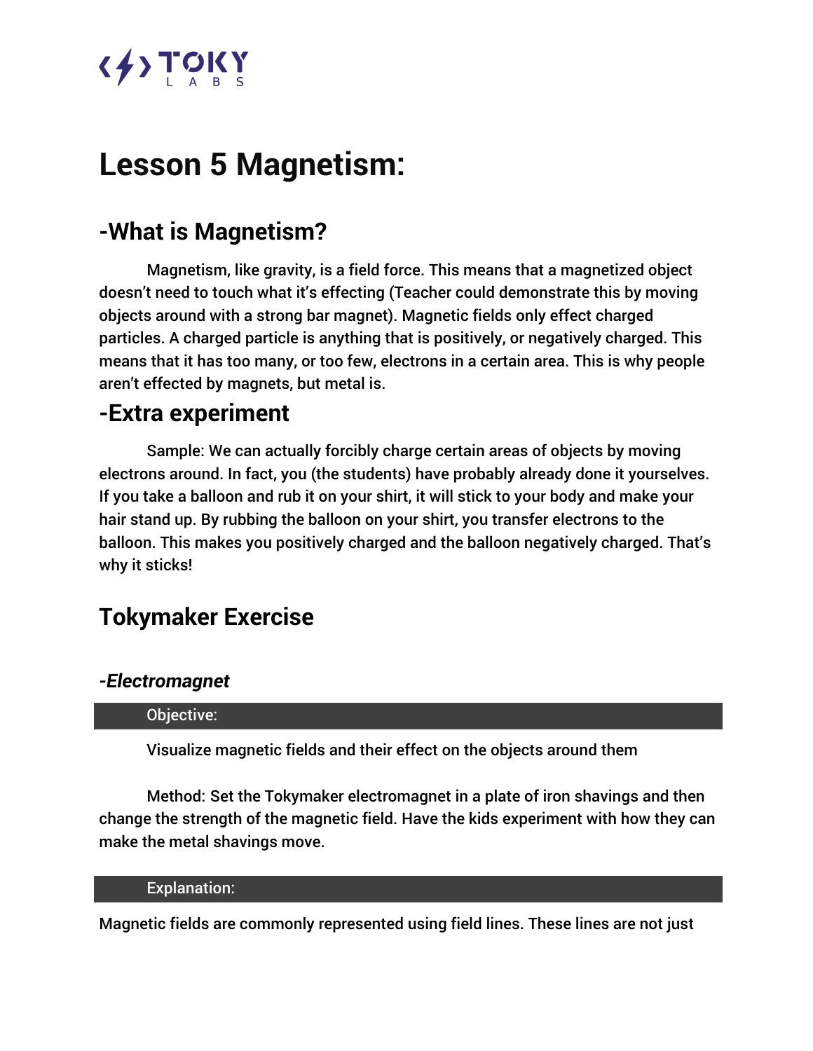# Lesson 5 Magnetism:

## -What is Magnetism?

Magnetism, like gravity, is a field force. This means that a magnetized object doesn't need to touch what it's effecting (Teacher could demonstrate this by moving objects around with a strong bar magnet). Magnetic fields only effect charged particles. A charged particle is anything that is positively, or negatively charged. This means that it has too many, or too few, electrons in a certain area. This is why people aren't effected by magnets, but metal is.

## -Extra experiment

Sample: We can actually forcibly charge certain areas of objects by moving electrons around. In fact, you (the students) have probably already done it yourselves. If you take a balloon and rub it on your shirt, it will stick to your body and make your hair stand up. By rubbing the balloon on your shirt, you transfer electrons to the balloon. This makes you positively charged and the balloon negatively charged. That's why it sticks!

## Tokymaker Exercise

### *-Electromagnet*

**Objective:**

Visualize magnetic fields and their effect on the objects around them

Method: Set the Tokymaker electromagnet in a plate of iron shavings and then change the strength of the magnetic field. Have the kids experiment with how they can make the metal shavings move.

**Explanation:**

Magnetic fields are commonly represented using field lines. These lines are not just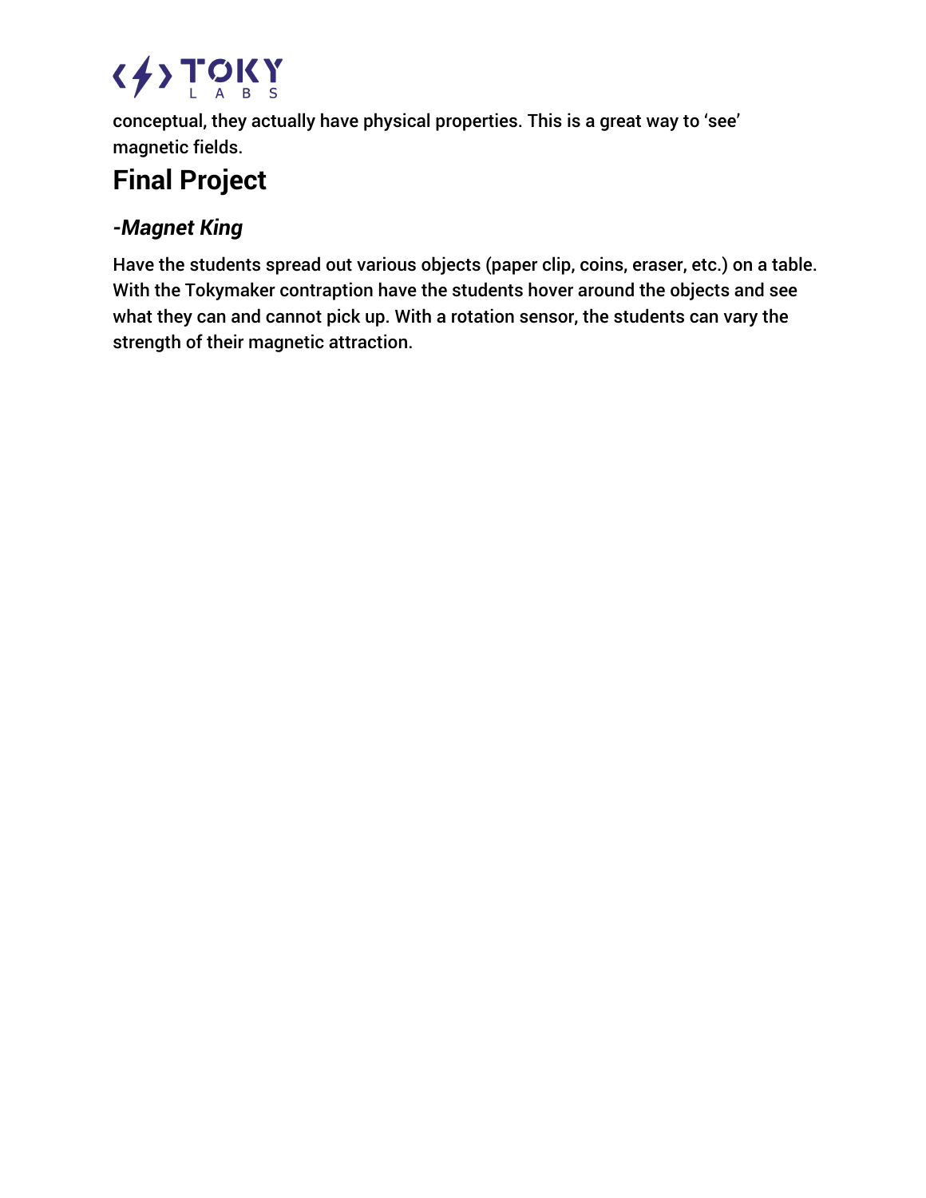conceptual, they actually have physical properties. This is a great way to 'see' magnetic fields.

## Final Project

### *-Magnet King*

Have the students spread out various objects (paper clip, coins, eraser, etc.) on a table. With the Tokymaker contraption have the students hover around the objects and see what they can and cannot pick up. With a rotation sensor, the students can vary the strength of their magnetic attraction.